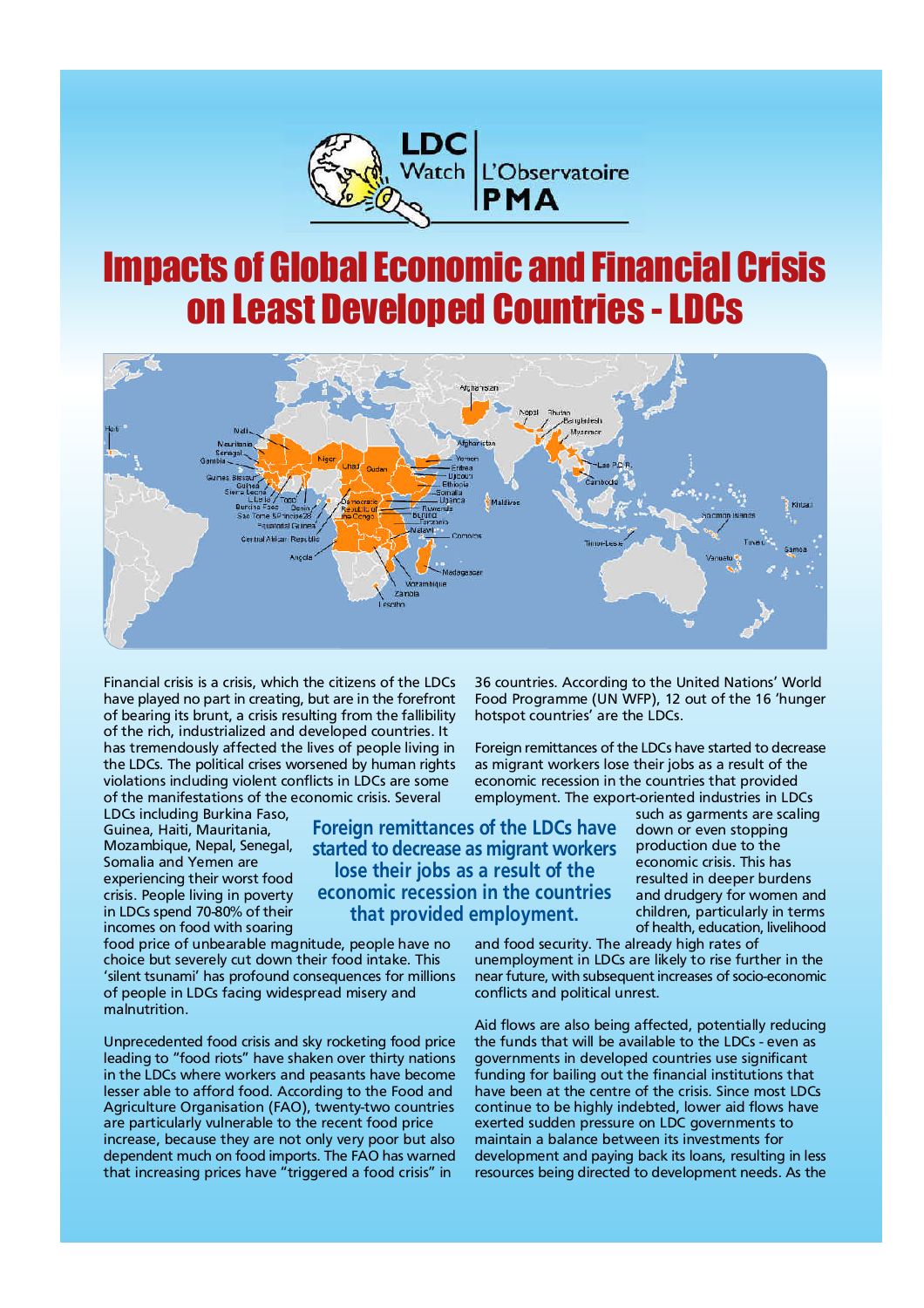LDC Watch | L'Observatoire PMA

# Impacts of Global Economic and Financial Crisis on Least Developed Countries - LDCs

Financial crisis is a crisis, which the citizens of the LDCs have played no part in creating, but are in the forefront of bearing its brunt, a crisis resulting from the fallibility of the rich, industrialized and developed countries. It has tremendously affected the lives of people living in the LDCs. The political crises worsened by human rights violations including violent conflicts in LDCs are some of the manifestations of the economic crisis. Several LDCs including Burkina Faso, Guinea, Haiti, Mauritania, Mozambique, Nepal, Senegal, Somalia and Yemen are experiencing their worst food crisis. People living in poverty in LDCs spend 70-80% of their incomes on food with soaring food price of unbearable magnitude, people have no choice but severely cut down their food intake. This 'silent tsunami' has profound consequences for millions of people in LDCs facing widespread misery and malnutrition.

Unprecedented food crisis and sky rocketing food price leading to "food riots" have shaken over thirty nations in the LDCs where workers and peasants have become lesser able to afford food. According to the Food and Agriculture Organisation (FAO), twenty-two countries are particularly vulnerable to the recent food price increase, because they are not only very poor but also dependent much on food imports. The FAO has warned that increasing prices have "triggered a food crisis" in 36 countries. According to the United Nations' World Food Programme (UN WFP), 12 out of the 16 'hunger hotspot countries' are the LDCs.

> **Foreign remittances of the LDCs have started to decrease as migrant workers lose their jobs as a result of the economic recession in the countries that provided employment.**

Foreign remittances of the LDCs have started to decrease as migrant workers lose their jobs as a result of the economic recession in the countries that provided employment. The export-oriented industries in LDCs such as garments are scaling down or even stopping production due to the economic crisis. This has resulted in deeper burdens and drudgery for women and children, particularly in terms of health, education, livelihood and food security. The already high rates of unemployment in LDCs are likely to rise further in the near future, with subsequent increases of socio-economic conflicts and political unrest.

Aid flows are also being affected, potentially reducing the funds that will be available to the LDCs - even as governments in developed countries use significant funding for bailing out the financial institutions that have been at the centre of the crisis. Since most LDCs continue to be highly indebted, lower aid flows have exerted sudden pressure on LDC governments to maintain a balance between its investments for development and paying back its loans, resulting in less resources being directed to development needs. As the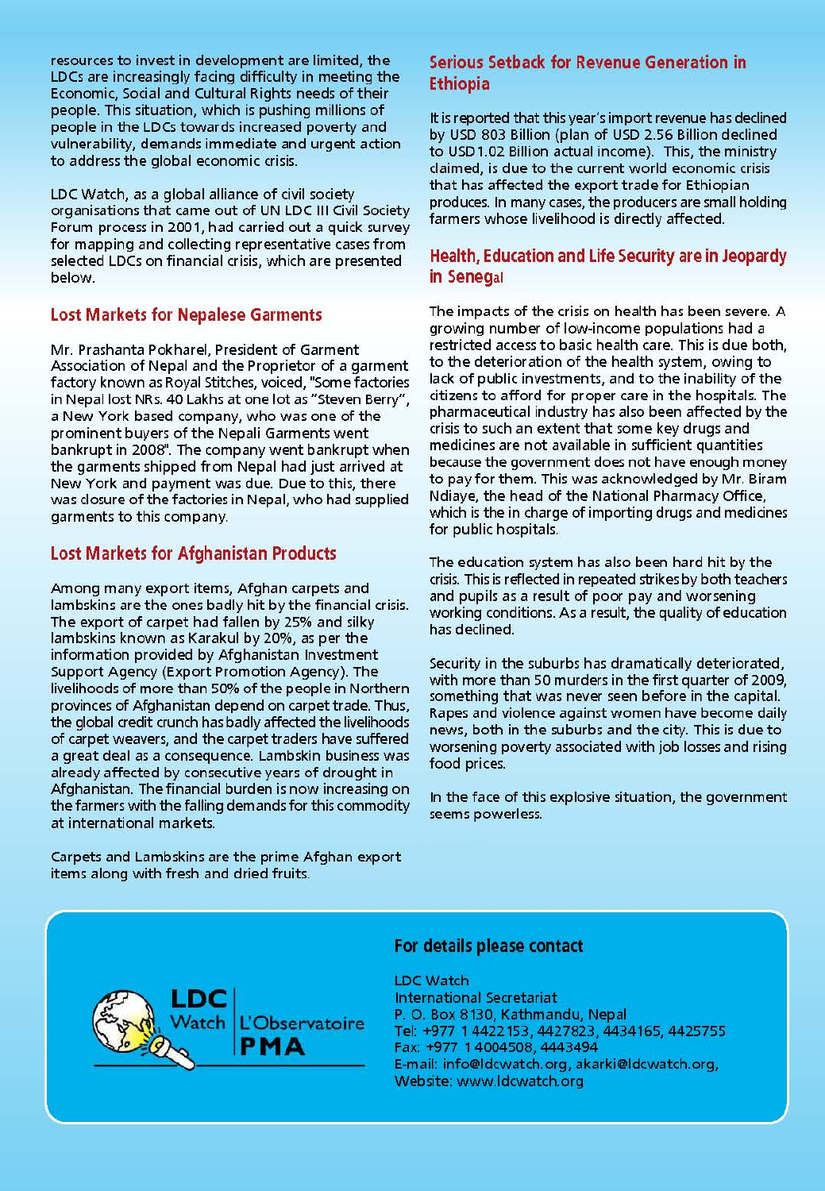resources to invest in development are limited, the LDCs are increasingly facing difficulty in meeting the Economic, Social and Cultural Rights needs of their people. This situation, which is pushing millions of people in the LDCs towards increased poverty and vulnerability, demands immediate and urgent action to address the global economic crisis.

LDC Watch, as a global alliance of civil society organisations that came out of UN LDC III Civil Society Forum process in 2001, had carried out a quick survey for mapping and collecting representative cases from selected LDCs on financial crisis, which are presented below.

## Lost Markets for Nepalese Garments

Mr. Prashanta Pokharel, President of Garment Association of Nepal and the Proprietor of a garment factory known as Royal Stitches, voiced, "Some factories in Nepal lost NRs. 40 Lakhs at one lot as "Steven Berry", a New York based company, who was one of the prominent buyers of the Nepali Garments went bankrupt in 2008". The company went bankrupt when the garments shipped from Nepal had just arrived at New York and payment was due. Due to this, there was closure of the factories in Nepal, who had supplied garments to this company.

## Lost Markets for Afghanistan Products

Among many export items, Afghan carpets and lambskins are the ones badly hit by the financial crisis. The export of carpet had fallen by 25% and silky lambskins known as Karakul by 20%, as per the information provided by Afghanistan Investment Support Agency (Export Promotion Agency). The livelihoods of more than 50% of the people in Northern provinces of Afghanistan depend on carpet trade. Thus, the global credit crunch has badly affected the livelihoods of carpet weavers, and the carpet traders have suffered a great deal as a consequence. Lambskin business was already affected by consecutive years of drought in Afghanistan. The financial burden is now increasing on the farmers with the falling demands for this commodity at international markets.

Carpets and Lambskins are the prime Afghan export items along with fresh and dried fruits.

## Serious Setback for Revenue Generation in Ethiopia

It is reported that this year's import revenue has declined by USD 803 Billion (plan of USD 2.56 Billion declined to USD 1.02 Billion actual income). This, the ministry claimed, is due to the current world economic crisis that has affected the export trade for Ethiopian produces. In many cases, the producers are small holding farmers whose livelihood is directly affected.

## Health, Education and Life Security are in Jeopardy in Senegal

The impacts of the crisis on health has been severe. A growing number of low-income populations had a restricted access to basic health care. This is due both, to the deterioration of the health system, owing to lack of public investments, and to the inability of the citizens to afford for proper care in the hospitals. The pharmaceutical industry has also been affected by the crisis to such an extent that some key drugs and medicines are not available in sufficient quantities because the government does not have enough money to pay for them. This was acknowledged by Mr. Biram Ndiaye, the head of the National Pharmacy Office, which is the in charge of importing drugs and medicines for public hospitals.

The education system has also been hard hit by the crisis. This is reflected in repeated strikes by both teachers and pupils as a result of poor pay and worsening working conditions. As a result, the quality of education has declined.

Security in the suburbs has dramatically deteriorated, with more than 50 murders in the first quarter of 2009, something that was never seen before in the capital. Rapes and violence against women have become daily news, both in the suburbs and the city. This is due to worsening poverty associated with job losses and rising food prices.

In the face of this explosive situation, the government seems powerless.

**For details please contact**

LDC Watch  
International Secretariat  
P. O. Box 8130, Kathmandu, Nepal  
Tel: +977 1 4422153, 4427823, 4434165, 4425755  
Fax: +977 1 4004508, 4443494  
E-mail: info@ldcwatch.org, akarki@ldcwatch.org,  
Website: www.ldcwatch.org

LDC Watch | L'Observatoire PMA